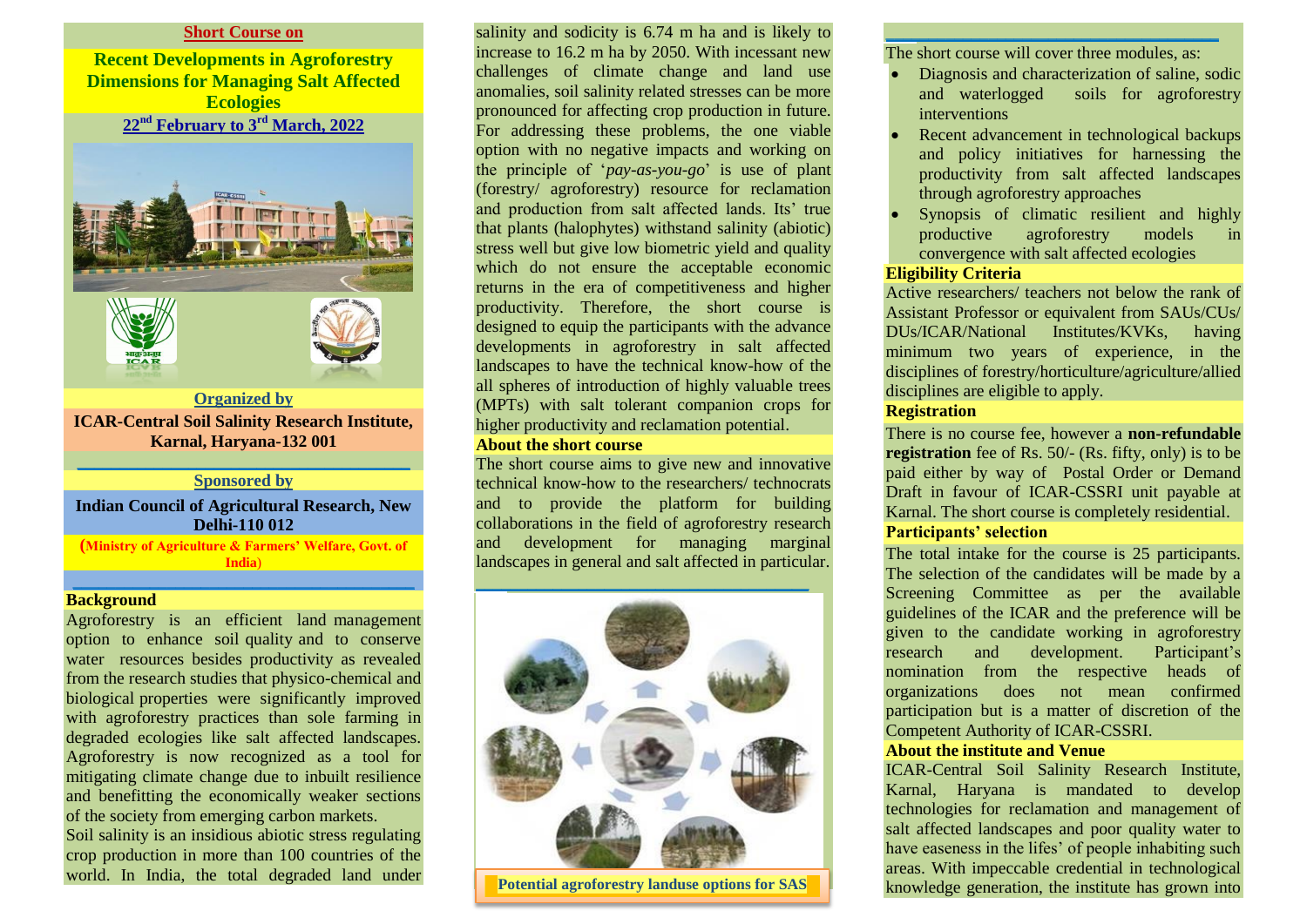## Short Course on

# Recent Developments in Agroforestry Dimensions for Managing Salt Affected Ecologies

**22nd February to 3rd March, 2022**

### Organized by

**ICAR-Central Soil Salinity Research Institute, Karnal, Haryana-132 001**

### Sponsored by

**Indian Council of Agricultural Research, New Delhi-110 012**

**(Ministry of Agriculture & Farmers' Welfare, Govt. of India)**

### Background

Agroforestry is an efficient land management option to enhance soil quality and to conserve water resources besides productivity as revealed from the research studies that physico-chemical and biological properties were significantly improved with agroforestry practices than sole farming in degraded ecologies like salt affected landscapes. Agroforestry is now recognized as a tool for mitigating climate change due to inbuilt resilience and benefitting the economically weaker sections of the society from emerging carbon markets.

Soil salinity is an insidious abiotic stress regulating crop production in more than 100 countries of the world. In India, the total degraded land under salinity and sodicity is 6.74 m ha and is likely to increase to 16.2 m ha by 2050. With incessant new challenges of climate change and land use anomalies, soil salinity related stresses can be more pronounced for affecting crop production in future. For addressing these problems, the one viable option with no negative impacts and working on the principle of '*pay-as-you-go*' is use of plant (forestry/ agroforestry) resource for reclamation and production from salt affected lands. Its' true that plants (halophytes) withstand salinity (abiotic) stress well but give low biometric yield and quality which do not ensure the acceptable economic returns in the era of competitiveness and higher productivity. Therefore, the short course is designed to equip the participants with the advance developments in agroforestry in salt affected landscapes to have the technical know-how of the all spheres of introduction of highly valuable trees (MPTs) with salt tolerant companion crops for higher productivity and reclamation potential.

### About the short course

The short course aims to give new and innovative technical know-how to the researchers/ technocrats and to provide the platform for building collaborations in the field of agroforestry research and development for managing marginal landscapes in general and salt affected in particular.

**Potential agroforestry landuse options for SAS**

The short course will cover three modules, as:

- Diagnosis and characterization of saline, sodic and waterlogged soils for agroforestry interventions
- Recent advancement in technological backups and policy initiatives for harnessing the productivity from salt affected landscapes through agroforestry approaches
- Synopsis of climatic resilient and highly productive agroforestry models in convergence with salt affected ecologies

### Eligibility Criteria

Active researchers/ teachers not below the rank of Assistant Professor or equivalent from SAUs/CUs/ DUs/ICAR/National Institutes/KVKs, having minimum two years of experience, in the disciplines of forestry/horticulture/agriculture/allied disciplines are eligible to apply.

### Registration

There is no course fee, however a **non-refundable registration** fee of Rs. 50/- (Rs. fifty, only) is to be paid either by way of Postal Order or Demand Draft in favour of ICAR-CSSRI unit payable at Karnal. The short course is completely residential.

### Participants' selection

The total intake for the course is 25 participants. The selection of the candidates will be made by a Screening Committee as per the available guidelines of the ICAR and the preference will be given to the candidate working in agroforestry research and development. Participant's nomination from the respective heads of organizations does not mean confirmed participation but is a matter of discretion of the Competent Authority of ICAR-CSSRI.

### About the institute and Venue

ICAR-Central Soil Salinity Research Institute, Karnal, Haryana is mandated to develop technologies for reclamation and management of salt affected landscapes and poor quality water to have easeness in the lifes' of people inhabiting such areas. With impeccable credential in technological knowledge generation, the institute has grown into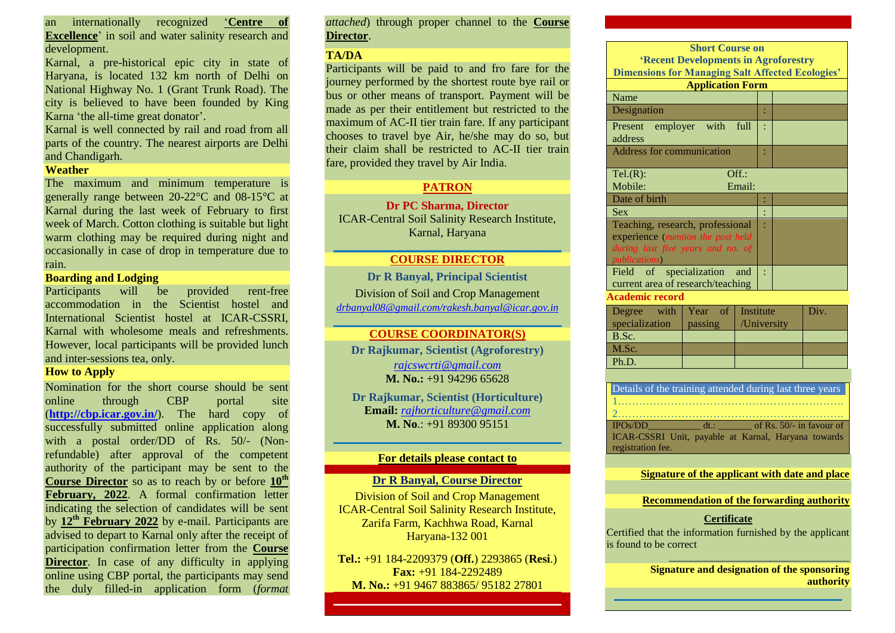an internationally recognized '**Centre of Excellence**' in soil and water salinity research and development.

Karnal, a pre-historical epic city in state of Haryana, is located 132 km north of Delhi on National Highway No. 1 (Grant Trunk Road). The city is believed to have been founded by King Karna 'the all-time great donator'.

Karnal is well connected by rail and road from all parts of the country. The nearest airports are Delhi and Chandigarh.

## Weather

The maximum and minimum temperature is generally range between 20-22°C and 08-15°C at Karnal during the last week of February to first week of March. Cotton clothing is suitable but light warm clothing may be required during night and occasionally in case of drop in temperature due to rain.

## Boarding and Lodging

Participants will be provided rent-free accommodation in the Scientist hostel and International Scientist hostel at ICAR-CSSRI, Karnal with wholesome meals and refreshments. However, local participants will be provided lunch and inter-sessions tea, only.

## How to Apply

Nomination for the short course should be sent online through CBP portal site (**http://cbp.icar.gov.in/**). The hard copy of successfully submitted online application along with a postal order/DD of Rs. 50/- (Non-refundable) after approval of the competent authority of the participant may be sent to the **Course Director** so as to reach by or before **10th February, 2022**. A formal confirmation letter indicating the selection of candidates will be sent by **12th February 2022** by e-mail. Participants are advised to depart to Karnal only after the receipt of participation confirmation letter from the **Course Director**. In case of any difficulty in applying online using CBP portal, the participants may send the duly filled-in application form (*format attached*) through proper channel to the **Course Director**.

## TA/DA

Participants will be paid to and fro fare for the journey performed by the shortest route bye rail or bus or other means of transport. Payment will be made as per their entitlement but restricted to the maximum of AC-II tier train fare. If any participant chooses to travel bye Air, he/she may do so, but their claim shall be restricted to AC-II tier train fare, provided they travel by Air India.

## PATRON

**Dr PC Sharma, Director**
ICAR-Central Soil Salinity Research Institute, Karnal, Haryana

## COURSE DIRECTOR

**Dr R Banyal, Principal Scientist**
Division of Soil and Crop Management
*drbanyal08@gmail.com/rakesh.banyal@icar.gov.in*

## COURSE COORDINATOR(S)

**Dr Rajkumar, Scientist (Agroforestry)**
*rajcswcrti@gmail.com*
**M. No.:** +91 94296 65628

**Dr Rajkumar, Scientist (Horticulture)**
**Email:** *rajhorticulture@gmail.com*
**M. No**.: +91 89300 95151

## For details please contact to

**Dr R Banyal, Course Director**
Division of Soil and Crop Management
ICAR-Central Soil Salinity Research Institute,
Zarifa Farm, Kachhwa Road, Karnal
Haryana-132 001

**Tel.:** +91 184-2209379 (**Off.**) 2293865 (**Resi**.)
**Fax:** +91 184-2292489
**M. No.:** +91 9467 883865/ 95182 27801

## Short Course on 'Recent Developments in Agroforestry Dimensions for Managing Salt Affected Ecologies'

### Application Form

| | | |
|---|---|---|
| Name | | |
| Designation | : | |
| Present employer with full address | : | |
| Address for communication | : | |
| Tel.(R): Off.: Mobile: Email: | | |
| Date of birth | : | |
| Sex | : | |
| Teaching, research, professional experience (*mention the post held during last five years and no. of publications*) | : | |
| Field of specialization and current area of research/teaching | : | |

**Academic record**

| Degree with specialization | Year of passing | Institute /University | Div. |
|---|---|---|---|
| B.Sc. | | | |
| M.Sc. | | | |
| Ph.D. | | | |

Details of the training attended during last three years
1…………………………………………………………
2…………………………………………………………

IPOs/DD__________ dt.: _______ of Rs. 50/- in favour of ICAR-CSSRI Unit, payable at Karnal, Haryana towards registration fee.

**Signature of the applicant with date and place**

**Recommendation of the forwarding authority**

**Certificate**

Certified that the information furnished by the applicant is found to be correct

**Signature and designation of the sponsoring authority**